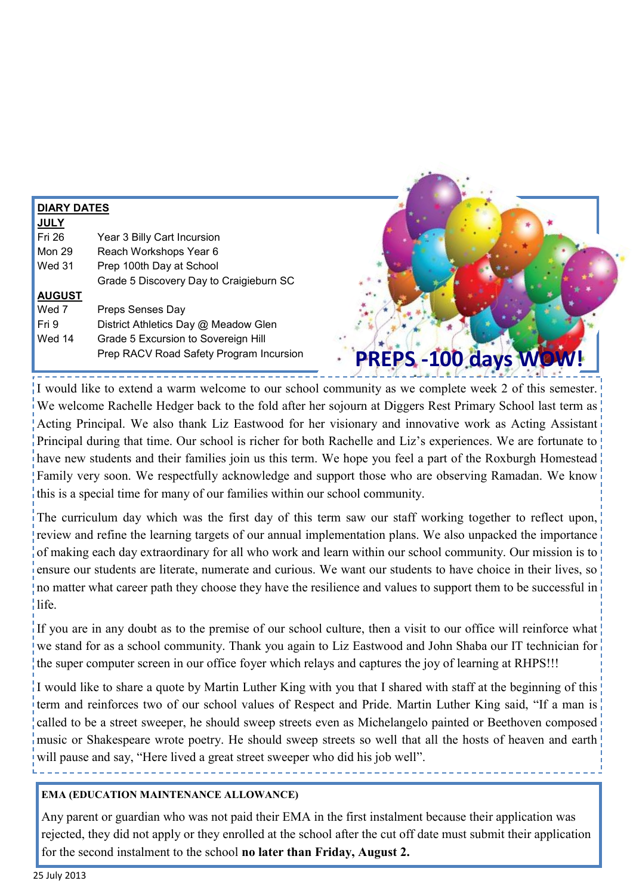**DIARY DATES**

**JULY**

| | |
|---|---|
| Fri 26 | Year 3 Billy Cart Incursion |
| Mon 29 | Reach Workshops Year 6 |
| Wed 31 | Prep 100th Day at School |
| | Grade 5 Discovery Day to Craigieburn SC |

**AUGUST**

| | |
|---|---|
| Wed 7 | Preps Senses Day |
| Fri 9 | District Athletics Day @ Meadow Glen |
| Wed 14 | Grade 5 Excursion to Sovereign Hill |
| | Prep RACV Road Safety Program Incursion |

**PREPS -100 days WOW!**

I would like to extend a warm welcome to our school community as we complete week 2 of this semester. We welcome Rachelle Hedger back to the fold after her sojourn at Diggers Rest Primary School last term as Acting Principal. We also thank Liz Eastwood for her visionary and innovative work as Acting Assistant Principal during that time. Our school is richer for both Rachelle and Liz's experiences. We are fortunate to have new students and their families join us this term. We hope you feel a part of the Roxburgh Homestead Family very soon. We respectfully acknowledge and support those who are observing Ramadan. We know this is a special time for many of our families within our school community.

The curriculum day which was the first day of this term saw our staff working together to reflect upon, review and refine the learning targets of our annual implementation plans. We also unpacked the importance of making each day extraordinary for all who work and learn within our school community. Our mission is to ensure our students are literate, numerate and curious. We want our students to have choice in their lives, so no matter what career path they choose they have the resilience and values to support them to be successful in life.

If you are in any doubt as to the premise of our school culture, then a visit to our office will reinforce what we stand for as a school community. Thank you again to Liz Eastwood and John Shaba our IT technician for the super computer screen in our office foyer which relays and captures the joy of learning at RHPS!!!

I would like to share a quote by Martin Luther King with you that I shared with staff at the beginning of this term and reinforces two of our school values of Respect and Pride. Martin Luther King said, "If a man is called to be a street sweeper, he should sweep streets even as Michelangelo painted or Beethoven composed music or Shakespeare wrote poetry. He should sweep streets so well that all the hosts of heaven and earth will pause and say, "Here lived a great street sweeper who did his job well".

**EMA (EDUCATION MAINTENANCE ALLOWANCE)**

Any parent or guardian who was not paid their EMA in the first instalment because their application was rejected, they did not apply or they enrolled at the school after the cut off date must submit their application for the second instalment to the school **no later than Friday, August 2.**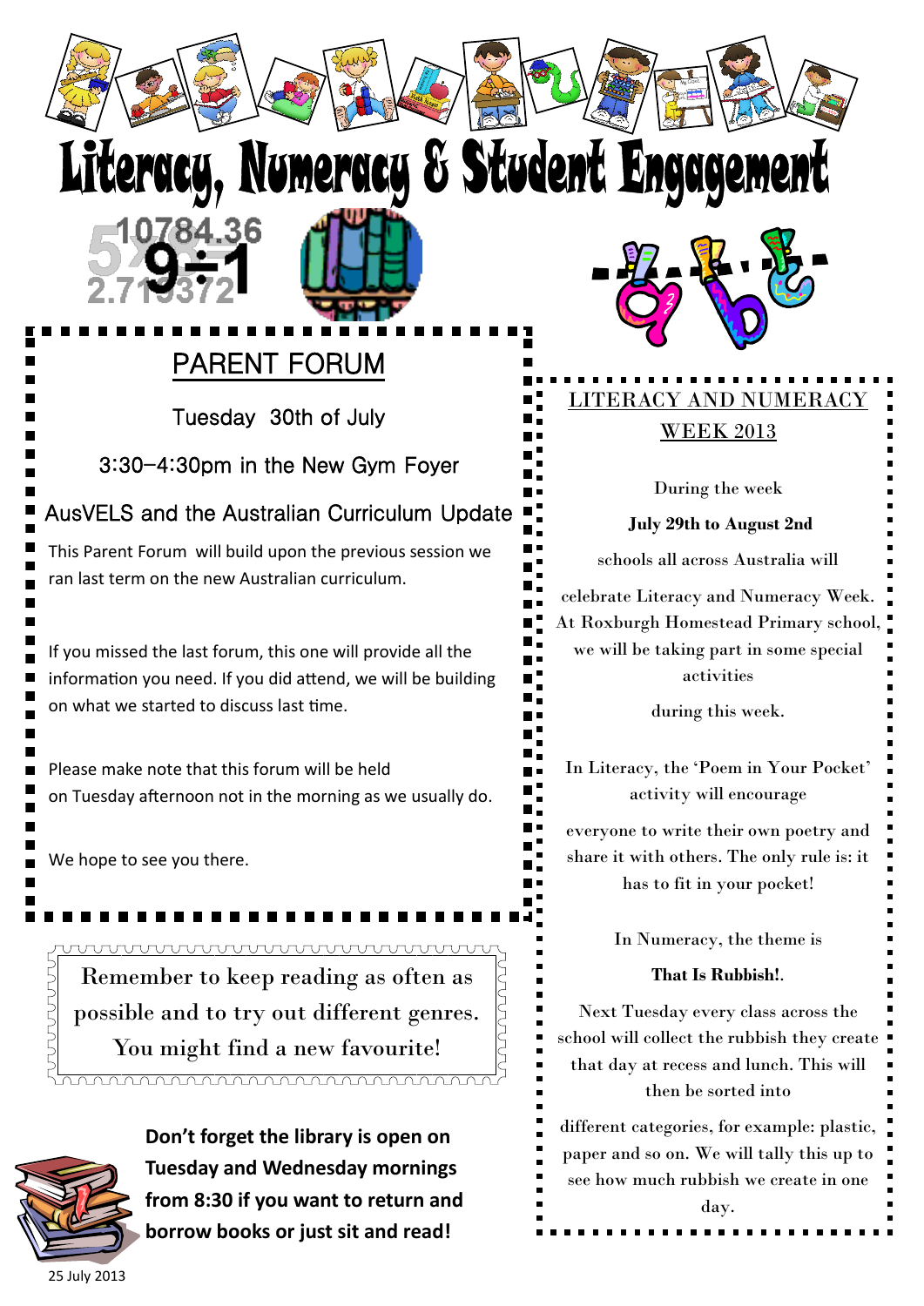# Literacy, Numeracy & Student Engagement

## PARENT FORUM

Tuesday 30th of July

3:30–4:30pm in the New Gym Foyer

### AusVELS and the Australian Curriculum Update

This Parent Forum will build upon the previous session we ran last term on the new Australian curriculum.

If you missed the last forum, this one will provide all the information you need. If you did attend, we will be building on what we started to discuss last time.

Please make note that this forum will be held on Tuesday afternoon not in the morning as we usually do.

We hope to see you there.

Remember to keep reading as often as possible and to try out different genres. You might find a new favourite!

**Don't forget the library is open on Tuesday and Wednesday mornings from 8:30 if you want to return and borrow books or just sit and read!**

## LITERACY AND NUMERACY WEEK 2013

During the week

**July 29th to August 2nd**

schools all across Australia will

celebrate Literacy and Numeracy Week. At Roxburgh Homestead Primary school, we will be taking part in some special activities

during this week.

In Literacy, the 'Poem in Your Pocket' activity will encourage

everyone to write their own poetry and share it with others. The only rule is: it has to fit in your pocket!

In Numeracy, the theme is

**That Is Rubbish!**.

Next Tuesday every class across the school will collect the rubbish they create that day at recess and lunch. This will then be sorted into

different categories, for example: plastic, paper and so on. We will tally this up to see how much rubbish we create in one day.

25 July 2013